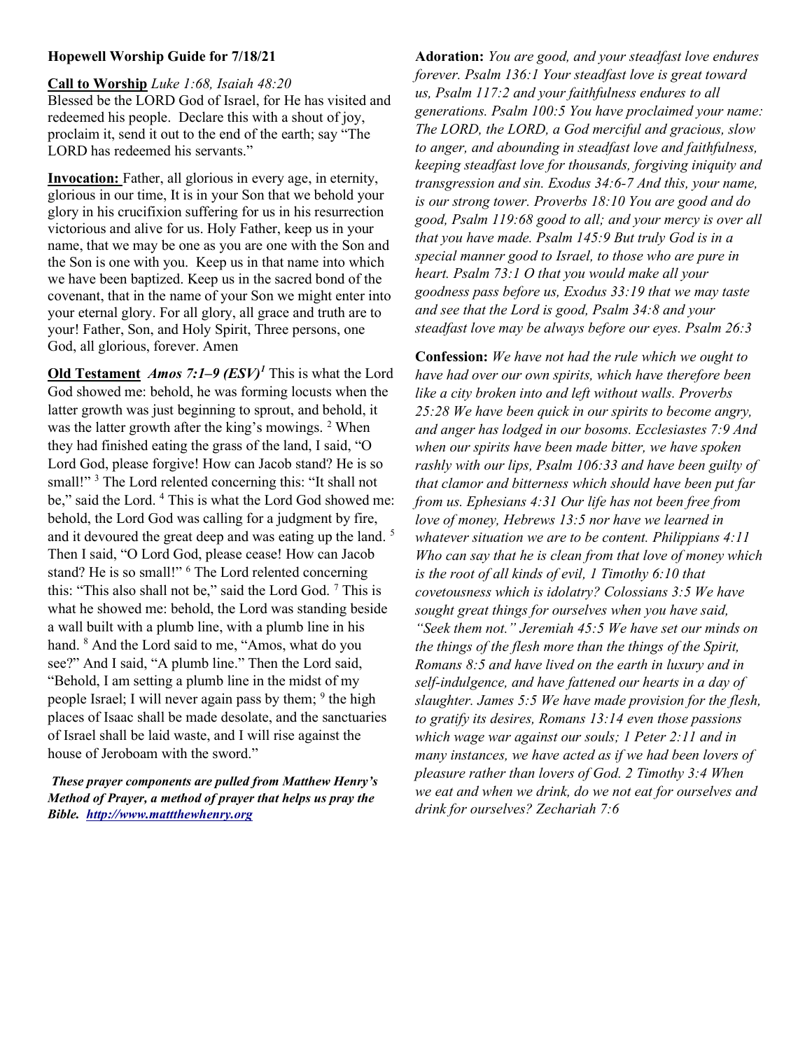**Hopewell Worship Guide for 7/18/21**

**Call to Worship** *Luke 1:68, Isaiah 48:20*
Blessed be the LORD God of Israel, for He has visited and redeemed his people. Declare this with a shout of joy, proclaim it, send it out to the end of the earth; say "The LORD has redeemed his servants."

**Invocation:** Father, all glorious in every age, in eternity, glorious in our time, It is in your Son that we behold your glory in his crucifixion suffering for us in his resurrection victorious and alive for us. Holy Father, keep us in your name, that we may be one as you are one with the Son and the Son is one with you. Keep us in that name into which we have been baptized. Keep us in the sacred bond of the covenant, that in the name of your Son we might enter into your eternal glory. For all glory, all grace and truth are to your! Father, Son, and Holy Spirit, Three persons, one God, all glorious, forever. Amen

**Old Testament** ***Amos 7:1–9 (ESV)***[1] This is what the Lord God showed me: behold, he was forming locusts when the latter growth was just beginning to sprout, and behold, it was the latter growth after the king's mowings. [2] When they had finished eating the grass of the land, I said, "O Lord God, please forgive! How can Jacob stand? He is so small!" [3] The Lord relented concerning this: "It shall not be," said the Lord. [4] This is what the Lord God showed me: behold, the Lord God was calling for a judgment by fire, and it devoured the great deep and was eating up the land. [5] Then I said, "O Lord God, please cease! How can Jacob stand? He is so small!" [6] The Lord relented concerning this: "This also shall not be," said the Lord God. [7] This is what he showed me: behold, the Lord was standing beside a wall built with a plumb line, with a plumb line in his hand. [8] And the Lord said to me, "Amos, what do you see?" And I said, "A plumb line." Then the Lord said, "Behold, I am setting a plumb line in the midst of my people Israel; I will never again pass by them; [9] the high places of Isaac shall be made desolate, and the sanctuaries of Israel shall be laid waste, and I will rise against the house of Jeroboam with the sword."

***These prayer components are pulled from Matthew Henry's Method of Prayer, a method of prayer that helps us pray the Bible. [http://www.mattthewhenry.org](http://www.mattthewhenry.org)***

**Adoration:** *You are good, and your steadfast love endures forever. Psalm 136:1 Your steadfast love is great toward us, Psalm 117:2 and your faithfulness endures to all generations. Psalm 100:5 You have proclaimed your name: The LORD, the LORD, a God merciful and gracious, slow to anger, and abounding in steadfast love and faithfulness, keeping steadfast love for thousands, forgiving iniquity and transgression and sin. Exodus 34:6-7 And this, your name, is our strong tower. Proverbs 18:10 You are good and do good, Psalm 119:68 good to all; and your mercy is over all that you have made. Psalm 145:9 But truly God is in a special manner good to Israel, to those who are pure in heart. Psalm 73:1 O that you would make all your goodness pass before us, Exodus 33:19 that we may taste and see that the Lord is good, Psalm 34:8 and your steadfast love may be always before our eyes. Psalm 26:3*

**Confession:** *We have not had the rule which we ought to have had over our own spirits, which have therefore been like a city broken into and left without walls. Proverbs 25:28 We have been quick in our spirits to become angry, and anger has lodged in our bosoms. Ecclesiastes 7:9 And when our spirits have been made bitter, we have spoken rashly with our lips, Psalm 106:33 and have been guilty of that clamor and bitterness which should have been put far from us. Ephesians 4:31 Our life has not been free from love of money, Hebrews 13:5 nor have we learned in whatever situation we are to be content. Philippians 4:11 Who can say that he is clean from that love of money which is the root of all kinds of evil, 1 Timothy 6:10 that covetousness which is idolatry? Colossians 3:5 We have sought great things for ourselves when you have said, "Seek them not." Jeremiah 45:5 We have set our minds on the things of the flesh more than the things of the Spirit, Romans 8:5 and have lived on the earth in luxury and in self-indulgence, and have fattened our hearts in a day of slaughter. James 5:5 We have made provision for the flesh, to gratify its desires, Romans 13:14 even those passions which wage war against our souls; 1 Peter 2:11 and in many instances, we have acted as if we had been lovers of pleasure rather than lovers of God. 2 Timothy 3:4 When we eat and when we drink, do we not eat for ourselves and drink for ourselves? Zechariah 7:6*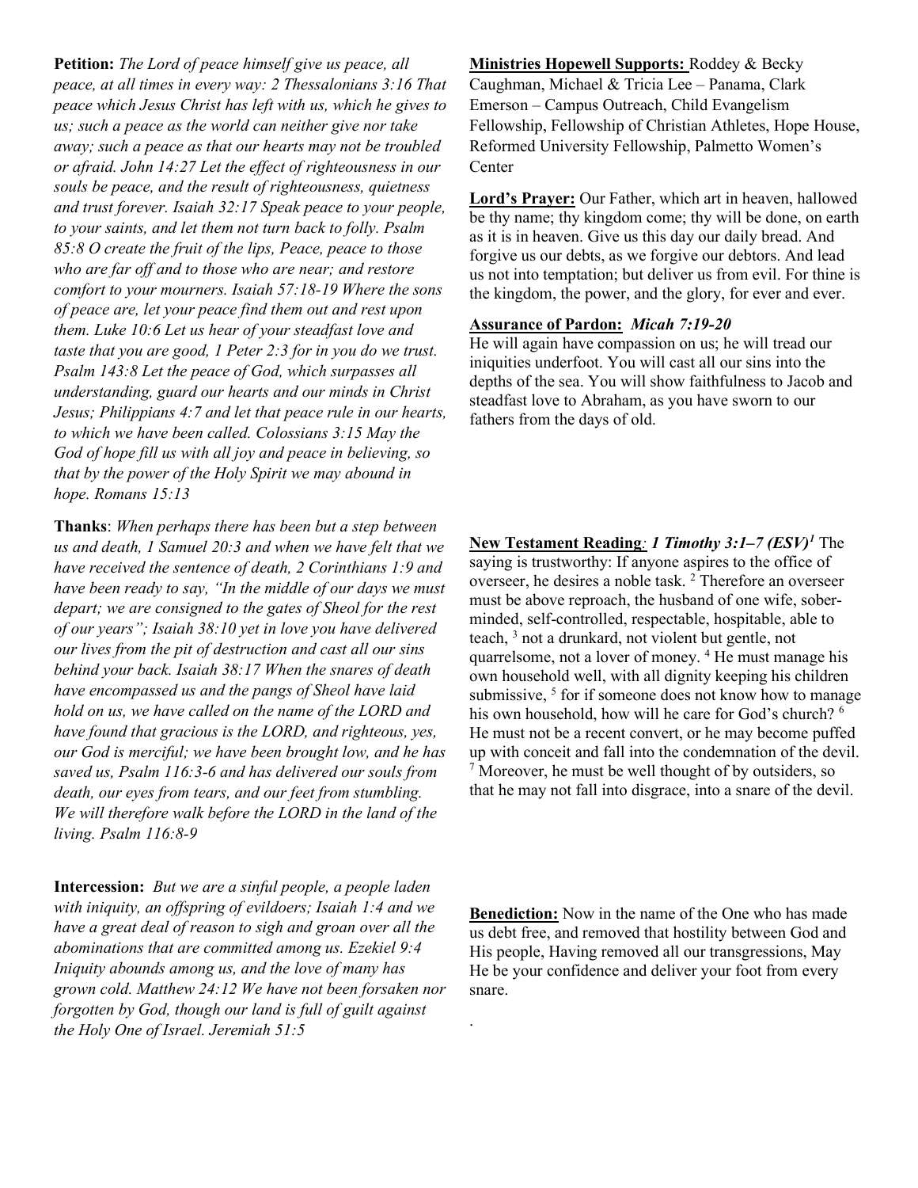**Petition:** *The Lord of peace himself give us peace, all peace, at all times in every way: 2 Thessalonians 3:16 That peace which Jesus Christ has left with us, which he gives to us; such a peace as the world can neither give nor take away; such a peace as that our hearts may not be troubled or afraid. John 14:27 Let the effect of righteousness in our souls be peace, and the result of righteousness, quietness and trust forever. Isaiah 32:17 Speak peace to your people, to your saints, and let them not turn back to folly. Psalm 85:8 O create the fruit of the lips, Peace, peace to those who are far off and to those who are near; and restore comfort to your mourners. Isaiah 57:18-19 Where the sons of peace are, let your peace find them out and rest upon them. Luke 10:6 Let us hear of your steadfast love and taste that you are good, 1 Peter 2:3 for in you do we trust. Psalm 143:8 Let the peace of God, which surpasses all understanding, guard our hearts and our minds in Christ Jesus; Philippians 4:7 and let that peace rule in our hearts, to which we have been called. Colossians 3:15 May the God of hope fill us with all joy and peace in believing, so that by the power of the Holy Spirit we may abound in hope. Romans 15:13*

**Thanks**: *When perhaps there has been but a step between us and death, 1 Samuel 20:3 and when we have felt that we have received the sentence of death, 2 Corinthians 1:9 and have been ready to say, "In the middle of our days we must depart; we are consigned to the gates of Sheol for the rest of our years"; Isaiah 38:10 yet in love you have delivered our lives from the pit of destruction and cast all our sins behind your back. Isaiah 38:17 When the snares of death have encompassed us and the pangs of Sheol have laid hold on us, we have called on the name of the LORD and have found that gracious is the LORD, and righteous, yes, our God is merciful; we have been brought low, and he has saved us, Psalm 116:3-6 and has delivered our souls from death, our eyes from tears, and our feet from stumbling. We will therefore walk before the LORD in the land of the living. Psalm 116:8-9*

**Intercession:** *But we are a sinful people, a people laden with iniquity, an offspring of evildoers; Isaiah 1:4 and we have a great deal of reason to sigh and groan over all the abominations that are committed among us. Ezekiel 9:4 Iniquity abounds among us, and the love of many has grown cold. Matthew 24:12 We have not been forsaken nor forgotten by God, though our land is full of guilt against the Holy One of Israel. Jeremiah 51:5*

**Ministries Hopewell Supports:** Roddey & Becky Caughman, Michael & Tricia Lee – Panama, Clark Emerson – Campus Outreach, Child Evangelism Fellowship, Fellowship of Christian Athletes, Hope House, Reformed University Fellowship, Palmetto Women's Center

**Lord's Prayer:** Our Father, which art in heaven, hallowed be thy name; thy kingdom come; thy will be done, on earth as it is in heaven. Give us this day our daily bread. And forgive us our debts, as we forgive our debtors. And lead us not into temptation; but deliver us from evil. For thine is the kingdom, the power, and the glory, for ever and ever.

**Assurance of Pardon:** ***Micah 7:19-20***
He will again have compassion on us; he will tread our iniquities underfoot. You will cast all our sins into the depths of the sea. You will show faithfulness to Jacob and steadfast love to Abraham, as you have sworn to our fathers from the days of old.

**New Testament Reading***:* ***1 Timothy 3:1–7 (ESV)***[1] The saying is trustworthy: If anyone aspires to the office of overseer, he desires a noble task. [2] Therefore an overseer must be above reproach, the husband of one wife, sober-minded, self-controlled, respectable, hospitable, able to teach, [3] not a drunkard, not violent but gentle, not quarrelsome, not a lover of money. [4] He must manage his own household well, with all dignity keeping his children submissive, [5] for if someone does not know how to manage his own household, how will he care for God's church? [6] He must not be a recent convert, or he may become puffed up with conceit and fall into the condemnation of the devil. [7] Moreover, he must be well thought of by outsiders, so that he may not fall into disgrace, into a snare of the devil.

**Benediction:** Now in the name of the One who has made us debt free, and removed that hostility between God and His people, Having removed all our transgressions, May He be your confidence and deliver your foot from every snare.

.